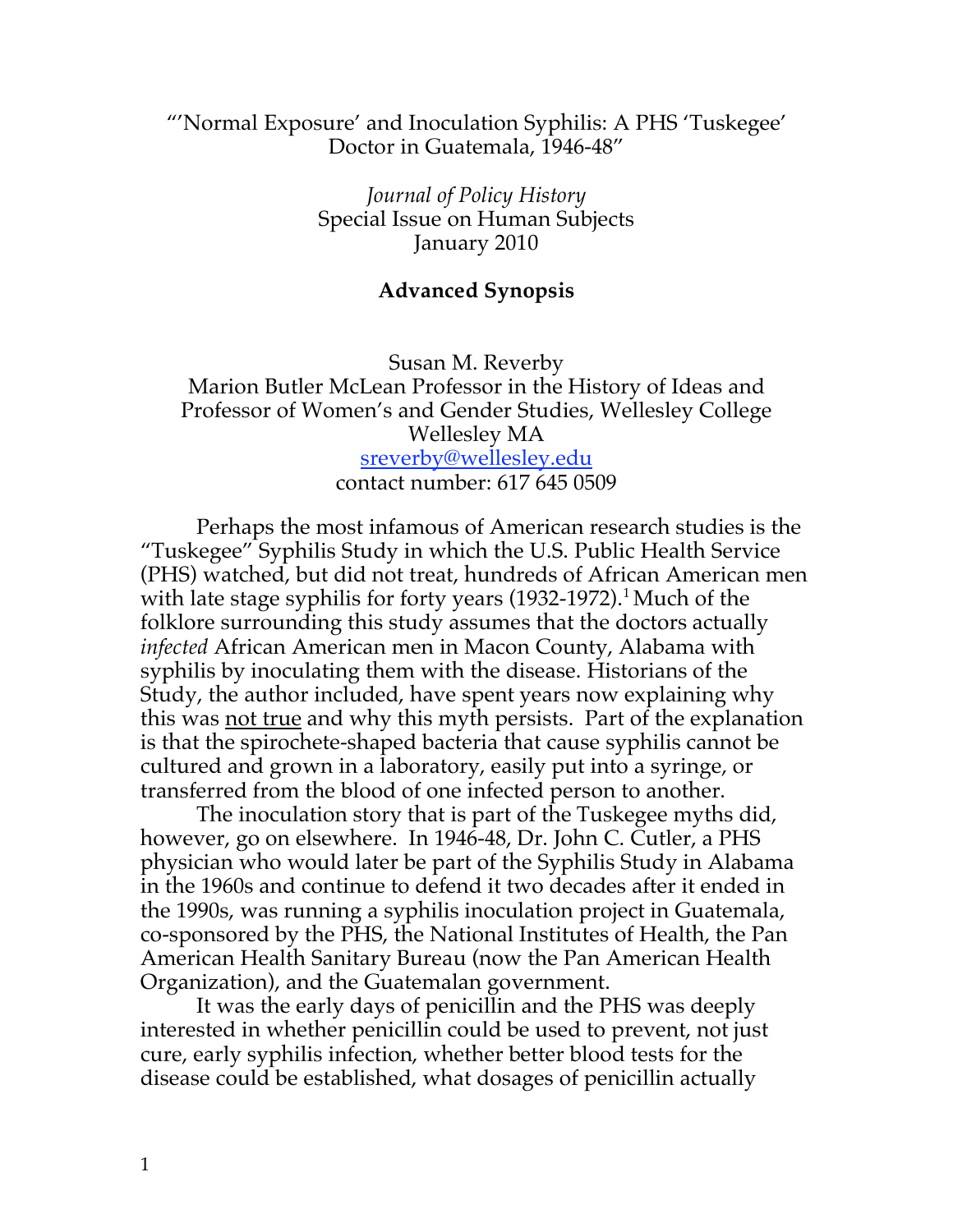"'Normal Exposure' and Inoculation Syphilis: A PHS 'Tuskegee' Doctor in Guatemala, 1946-48"

*Journal of Policy History*
Special Issue on Human Subjects
January 2010

**Advanced Synopsis**

Susan M. Reverby
Marion Butler McLean Professor in the History of Ideas and Professor of Women's and Gender Studies, Wellesley College
Wellesley MA
sreverby@wellesley.edu
contact number: 617 645 0509

Perhaps the most infamous of American research studies is the "Tuskegee" Syphilis Study in which the U.S. Public Health Service (PHS) watched, but did not treat, hundreds of African American men with late stage syphilis for forty years (1932-1972).[1] Much of the folklore surrounding this study assumes that the doctors actually *infected* African American men in Macon County, Alabama with syphilis by inoculating them with the disease. Historians of the Study, the author included, have spent years now explaining why this was not true and why this myth persists. Part of the explanation is that the spirochete-shaped bacteria that cause syphilis cannot be cultured and grown in a laboratory, easily put into a syringe, or transferred from the blood of one infected person to another.

The inoculation story that is part of the Tuskegee myths did, however, go on elsewhere. In 1946-48, Dr. John C. Cutler, a PHS physician who would later be part of the Syphilis Study in Alabama in the 1960s and continue to defend it two decades after it ended in the 1990s, was running a syphilis inoculation project in Guatemala, co-sponsored by the PHS, the National Institutes of Health, the Pan American Health Sanitary Bureau (now the Pan American Health Organization), and the Guatemalan government.

It was the early days of penicillin and the PHS was deeply interested in whether penicillin could be used to prevent, not just cure, early syphilis infection, whether better blood tests for the disease could be established, what dosages of penicillin actually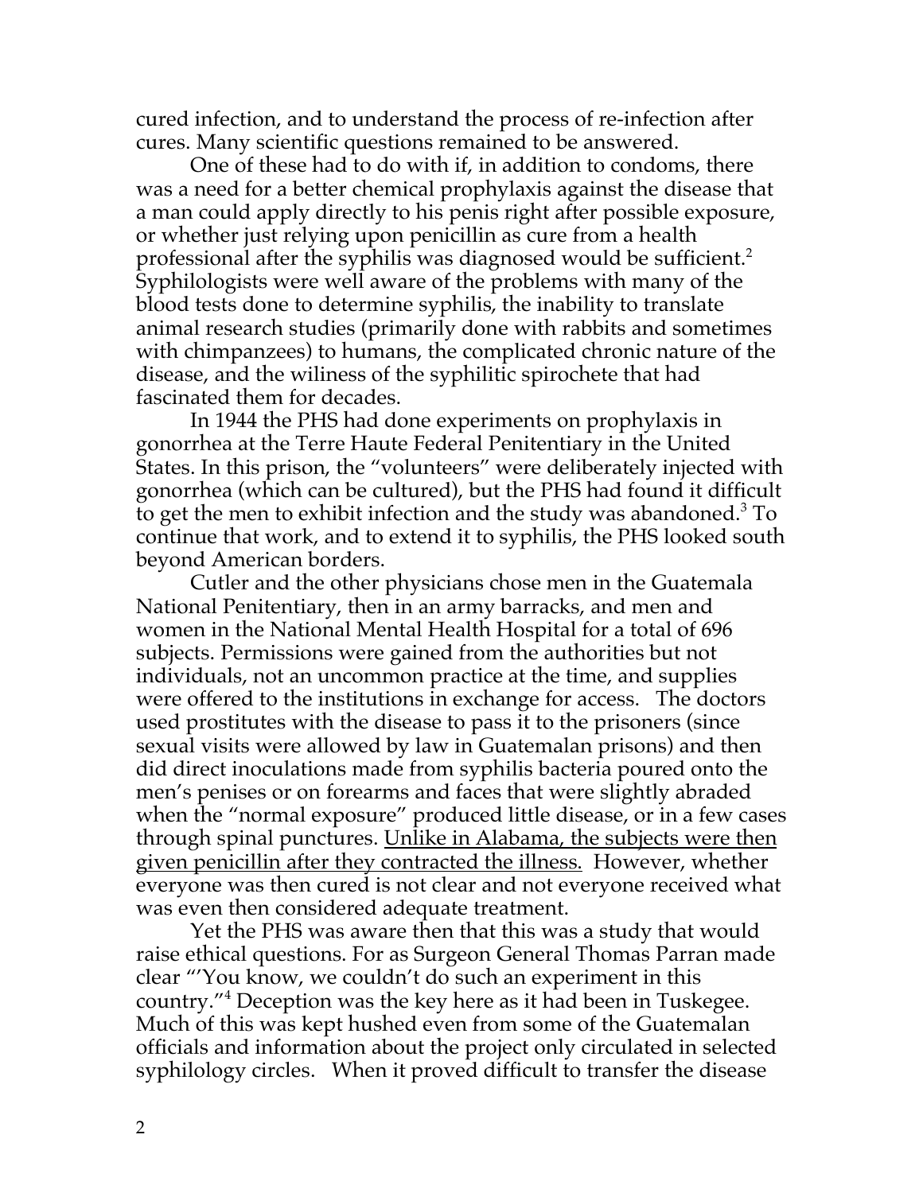cured infection, and to understand the process of re-infection after cures. Many scientific questions remained to be answered.

One of these had to do with if, in addition to condoms, there was a need for a better chemical prophylaxis against the disease that a man could apply directly to his penis right after possible exposure, or whether just relying upon penicillin as cure from a health professional after the syphilis was diagnosed would be sufficient.[2] Syphilologists were well aware of the problems with many of the blood tests done to determine syphilis, the inability to translate animal research studies (primarily done with rabbits and sometimes with chimpanzees) to humans, the complicated chronic nature of the disease, and the wiliness of the syphilitic spirochete that had fascinated them for decades.

In 1944 the PHS had done experiments on prophylaxis in gonorrhea at the Terre Haute Federal Penitentiary in the United States. In this prison, the "volunteers" were deliberately injected with gonorrhea (which can be cultured), but the PHS had found it difficult to get the men to exhibit infection and the study was abandoned.[3] To continue that work, and to extend it to syphilis, the PHS looked south beyond American borders.

Cutler and the other physicians chose men in the Guatemala National Penitentiary, then in an army barracks, and men and women in the National Mental Health Hospital for a total of 696 subjects. Permissions were gained from the authorities but not individuals, not an uncommon practice at the time, and supplies were offered to the institutions in exchange for access. The doctors used prostitutes with the disease to pass it to the prisoners (since sexual visits were allowed by law in Guatemalan prisons) and then did direct inoculations made from syphilis bacteria poured onto the men's penises or on forearms and faces that were slightly abraded when the "normal exposure" produced little disease, or in a few cases through spinal punctures. <u>Unlike in Alabama, the subjects were then given penicillin after they contracted the illness.</u> However, whether everyone was then cured is not clear and not everyone received what was even then considered adequate treatment.

Yet the PHS was aware then that this was a study that would raise ethical questions. For as Surgeon General Thomas Parran made clear "'You know, we couldn't do such an experiment in this country."[4] Deception was the key here as it had been in Tuskegee. Much of this was kept hushed even from some of the Guatemalan officials and information about the project only circulated in selected syphilology circles. When it proved difficult to transfer the disease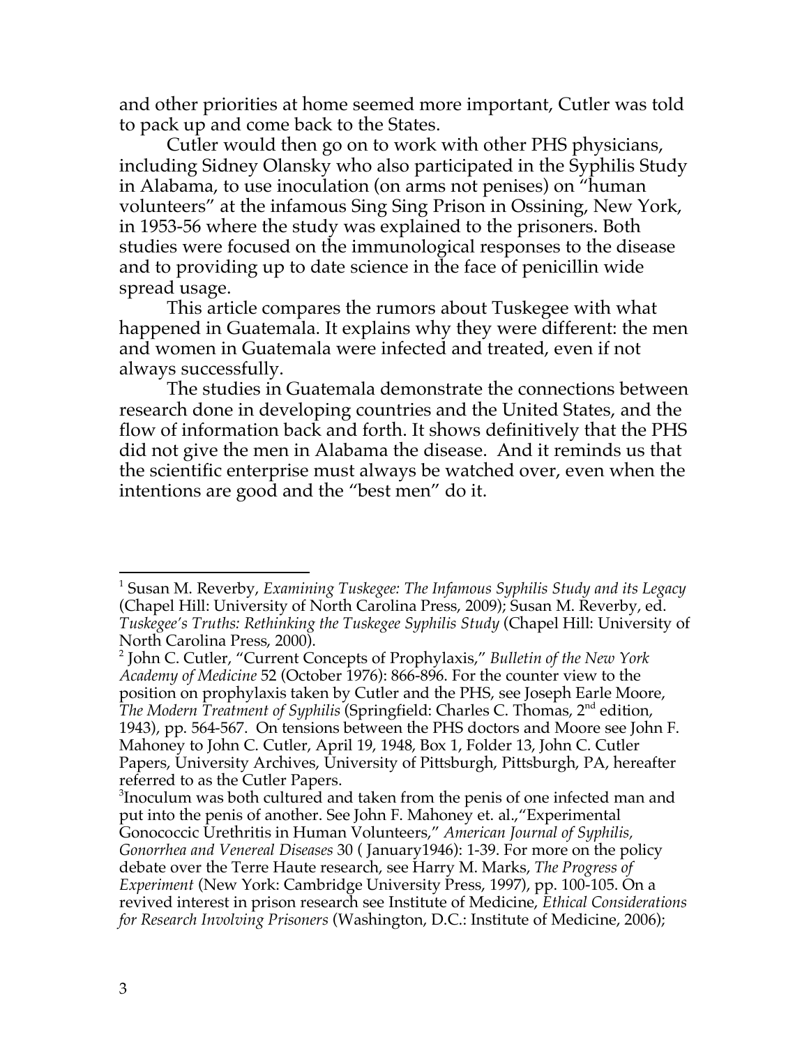and other priorities at home seemed more important, Cutler was told to pack up and come back to the States.

Cutler would then go on to work with other PHS physicians, including Sidney Olansky who also participated in the Syphilis Study in Alabama, to use inoculation (on arms not penises) on "human volunteers" at the infamous Sing Sing Prison in Ossining, New York, in 1953-56 where the study was explained to the prisoners. Both studies were focused on the immunological responses to the disease and to providing up to date science in the face of penicillin wide spread usage.

This article compares the rumors about Tuskegee with what happened in Guatemala. It explains why they were different: the men and women in Guatemala were infected and treated, even if not always successfully.

The studies in Guatemala demonstrate the connections between research done in developing countries and the United States, and the flow of information back and forth. It shows definitively that the PHS did not give the men in Alabama the disease. And it reminds us that the scientific enterprise must always be watched over, even when the intentions are good and the "best men" do it.

---

[1] Susan M. Reverby, *Examining Tuskegee: The Infamous Syphilis Study and its Legacy* (Chapel Hill: University of North Carolina Press, 2009); Susan M. Reverby, ed. *Tuskegee's Truths: Rethinking the Tuskegee Syphilis Study* (Chapel Hill: University of North Carolina Press, 2000).

[2] John C. Cutler, "Current Concepts of Prophylaxis," *Bulletin of the New York Academy of Medicine* 52 (October 1976): 866-896. For the counter view to the position on prophylaxis taken by Cutler and the PHS, see Joseph Earle Moore, *The Modern Treatment of Syphilis* (Springfield: Charles C. Thomas, 2nd edition, 1943), pp. 564-567. On tensions between the PHS doctors and Moore see John F. Mahoney to John C. Cutler, April 19, 1948, Box 1, Folder 13, John C. Cutler Papers, University Archives, University of Pittsburgh, Pittsburgh, PA, hereafter referred to as the Cutler Papers.

[3] Inoculum was both cultured and taken from the penis of one infected man and put into the penis of another. See John F. Mahoney et. al.,"Experimental Gonococcic Urethritis in Human Volunteers," *American Journal of Syphilis, Gonorrhea and Venereal Diseases* 30 ( January1946): 1-39. For more on the policy debate over the Terre Haute research, see Harry M. Marks, *The Progress of Experiment* (New York: Cambridge University Press, 1997), pp. 100-105. On a revived interest in prison research see Institute of Medicine, *Ethical Considerations for Research Involving Prisoners* (Washington, D.C.: Institute of Medicine, 2006);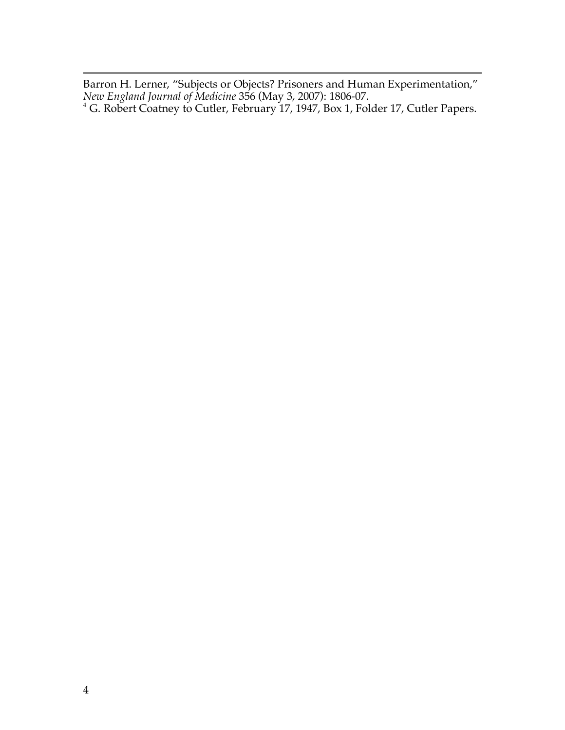Barron H. Lerner, "Subjects or Objects? Prisoners and Human Experimentation," *New England Journal of Medicine* 356 (May 3, 2007): 1806-07.

[4] G. Robert Coatney to Cutler, February 17, 1947, Box 1, Folder 17, Cutler Papers.